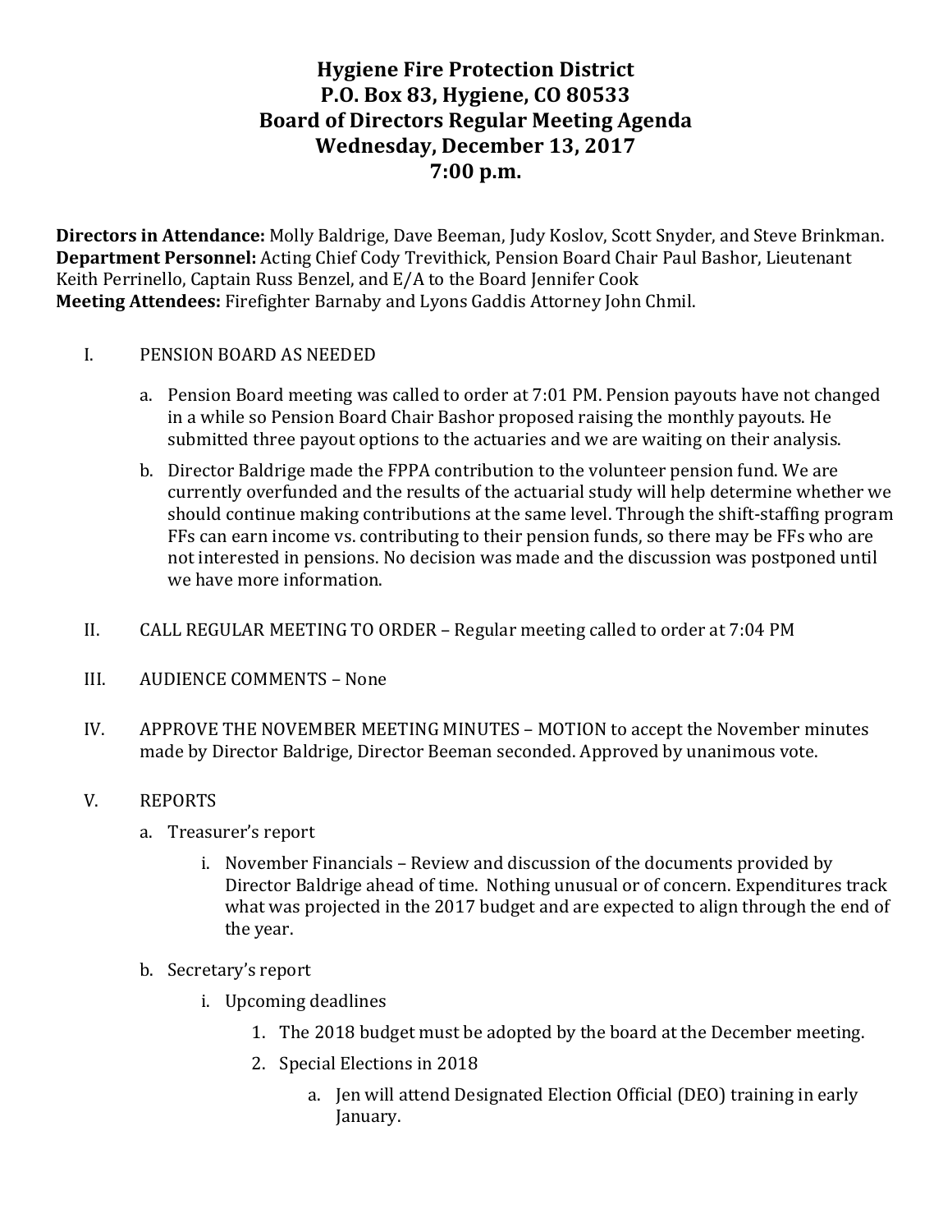# Hygiene Fire Protection District
# P.O. Box 83, Hygiene, CO 80533
# Board of Directors Regular Meeting Agenda
# Wednesday, December 13, 2017
# 7:00 p.m.

**Directors in Attendance:** Molly Baldrige, Dave Beeman, Judy Koslov, Scott Snyder, and Steve Brinkman.
**Department Personnel:** Acting Chief Cody Trevithick, Pension Board Chair Paul Bashor, Lieutenant Keith Perrinello, Captain Russ Benzel, and E/A to the Board Jennifer Cook
**Meeting Attendees:** Firefighter Barnaby and Lyons Gaddis Attorney John Chmil.

I. PENSION BOARD AS NEEDED

   a. Pension Board meeting was called to order at 7:01 PM. Pension payouts have not changed in a while so Pension Board Chair Bashor proposed raising the monthly payouts. He submitted three payout options to the actuaries and we are waiting on their analysis.

   b. Director Baldrige made the FPPA contribution to the volunteer pension fund. We are currently overfunded and the results of the actuarial study will help determine whether we should continue making contributions at the same level. Through the shift-staffing program FFs can earn income vs. contributing to their pension funds, so there may be FFs who are not interested in pensions. No decision was made and the discussion was postponed until we have more information.

II. CALL REGULAR MEETING TO ORDER – Regular meeting called to order at 7:04 PM

III. AUDIENCE COMMENTS – None

IV. APPROVE THE NOVEMBER MEETING MINUTES – MOTION to accept the November minutes made by Director Baldrige, Director Beeman seconded. Approved by unanimous vote.

V. REPORTS

   a. Treasurer's report

      i. November Financials – Review and discussion of the documents provided by Director Baldrige ahead of time. Nothing unusual or of concern. Expenditures track what was projected in the 2017 budget and are expected to align through the end of the year.

   b. Secretary's report

      i. Upcoming deadlines

         1. The 2018 budget must be adopted by the board at the December meeting.

         2. Special Elections in 2018

            a. Jen will attend Designated Election Official (DEO) training in early January.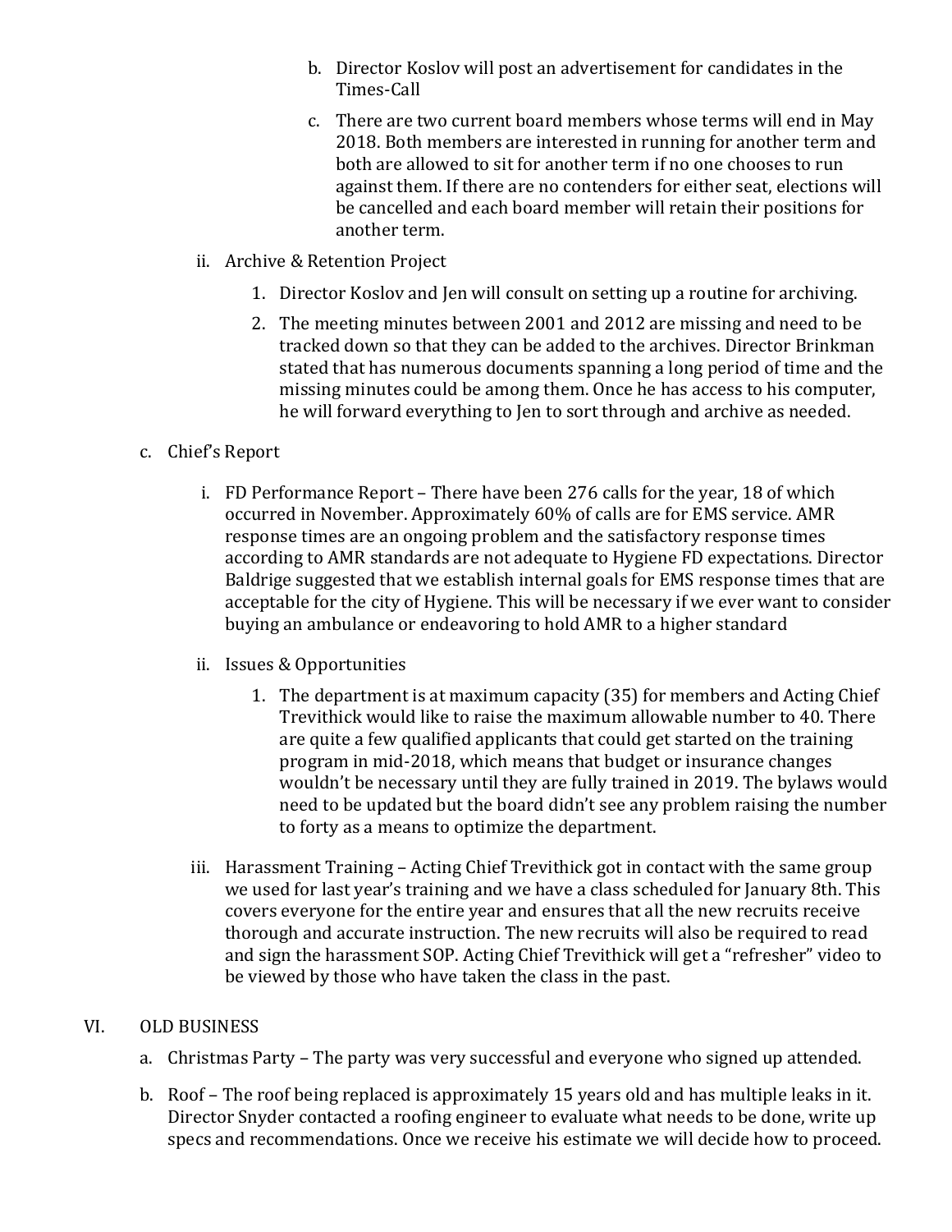b. Director Koslov will post an advertisement for candidates in the Times-Call
  c. There are two current board members whose terms will end in May 2018. Both members are interested in running for another term and both are allowed to sit for another term if no one chooses to run against them. If there are no contenders for either seat, elections will be cancelled and each board member will retain their positions for another term.

ii. Archive & Retention Project

  1. Director Koslov and Jen will consult on setting up a routine for archiving.
  2. The meeting minutes between 2001 and 2012 are missing and need to be tracked down so that they can be added to the archives. Director Brinkman stated that has numerous documents spanning a long period of time and the missing minutes could be among them. Once he has access to his computer, he will forward everything to Jen to sort through and archive as needed.

c. Chief's Report

  i. FD Performance Report – There have been 276 calls for the year, 18 of which occurred in November. Approximately 60% of calls are for EMS service. AMR response times are an ongoing problem and the satisfactory response times according to AMR standards are not adequate to Hygiene FD expectations. Director Baldrige suggested that we establish internal goals for EMS response times that are acceptable for the city of Hygiene. This will be necessary if we ever want to consider buying an ambulance or endeavoring to hold AMR to a higher standard

  ii. Issues & Opportunities

    1. The department is at maximum capacity (35) for members and Acting Chief Trevithick would like to raise the maximum allowable number to 40. There are quite a few qualified applicants that could get started on the training program in mid-2018, which means that budget or insurance changes wouldn't be necessary until they are fully trained in 2019. The bylaws would need to be updated but the board didn't see any problem raising the number to forty as a means to optimize the department.

  iii. Harassment Training – Acting Chief Trevithick got in contact with the same group we used for last year's training and we have a class scheduled for January 8th. This covers everyone for the entire year and ensures that all the new recruits receive thorough and accurate instruction. The new recruits will also be required to read and sign the harassment SOP. Acting Chief Trevithick will get a "refresher" video to be viewed by those who have taken the class in the past.

VI. OLD BUSINESS

  a. Christmas Party – The party was very successful and everyone who signed up attended.
  b. Roof – The roof being replaced is approximately 15 years old and has multiple leaks in it. Director Snyder contacted a roofing engineer to evaluate what needs to be done, write up specs and recommendations. Once we receive his estimate we will decide how to proceed.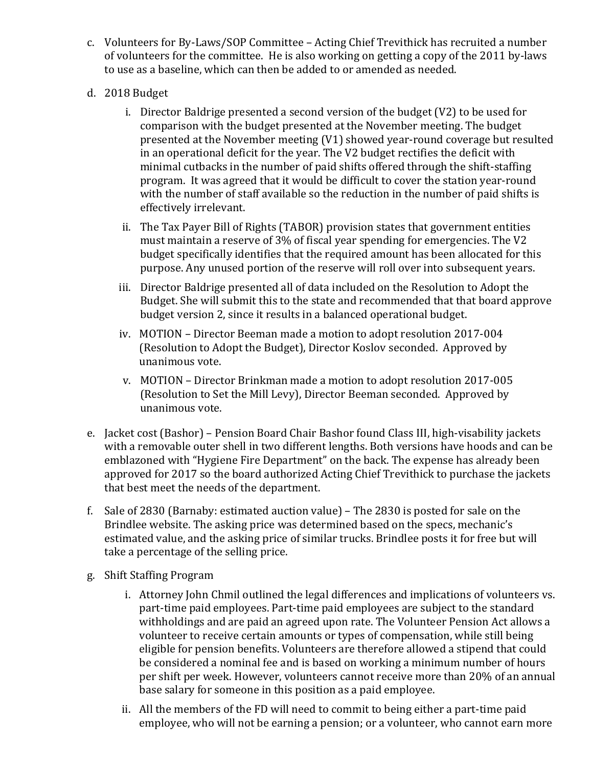c. Volunteers for By-Laws/SOP Committee – Acting Chief Trevithick has recruited a number of volunteers for the committee. He is also working on getting a copy of the 2011 by-laws to use as a baseline, which can then be added to or amended as needed.

d. 2018 Budget

   i. Director Baldrige presented a second version of the budget (V2) to be used for comparison with the budget presented at the November meeting. The budget presented at the November meeting (V1) showed year-round coverage but resulted in an operational deficit for the year. The V2 budget rectifies the deficit with minimal cutbacks in the number of paid shifts offered through the shift-staffing program. It was agreed that it would be difficult to cover the station year-round with the number of staff available so the reduction in the number of paid shifts is effectively irrelevant.

   ii. The Tax Payer Bill of Rights (TABOR) provision states that government entities must maintain a reserve of 3% of fiscal year spending for emergencies. The V2 budget specifically identifies that the required amount has been allocated for this purpose. Any unused portion of the reserve will roll over into subsequent years.

   iii. Director Baldrige presented all of data included on the Resolution to Adopt the Budget. She will submit this to the state and recommended that that board approve budget version 2, since it results in a balanced operational budget.

   iv. MOTION – Director Beeman made a motion to adopt resolution 2017-004 (Resolution to Adopt the Budget), Director Koslov seconded. Approved by unanimous vote.

   v. MOTION – Director Brinkman made a motion to adopt resolution 2017-005 (Resolution to Set the Mill Levy), Director Beeman seconded. Approved by unanimous vote.

e. Jacket cost (Bashor) – Pension Board Chair Bashor found Class III, high-visability jackets with a removable outer shell in two different lengths. Both versions have hoods and can be emblazoned with "Hygiene Fire Department" on the back. The expense has already been approved for 2017 so the board authorized Acting Chief Trevithick to purchase the jackets that best meet the needs of the department.

f. Sale of 2830 (Barnaby: estimated auction value) – The 2830 is posted for sale on the Brindlee website. The asking price was determined based on the specs, mechanic's estimated value, and the asking price of similar trucks. Brindlee posts it for free but will take a percentage of the selling price.

g. Shift Staffing Program

   i. Attorney John Chmil outlined the legal differences and implications of volunteers vs. part-time paid employees. Part-time paid employees are subject to the standard withholdings and are paid an agreed upon rate. The Volunteer Pension Act allows a volunteer to receive certain amounts or types of compensation, while still being eligible for pension benefits. Volunteers are therefore allowed a stipend that could be considered a nominal fee and is based on working a minimum number of hours per shift per week. However, volunteers cannot receive more than 20% of an annual base salary for someone in this position as a paid employee.

   ii. All the members of the FD will need to commit to being either a part-time paid employee, who will not be earning a pension; or a volunteer, who cannot earn more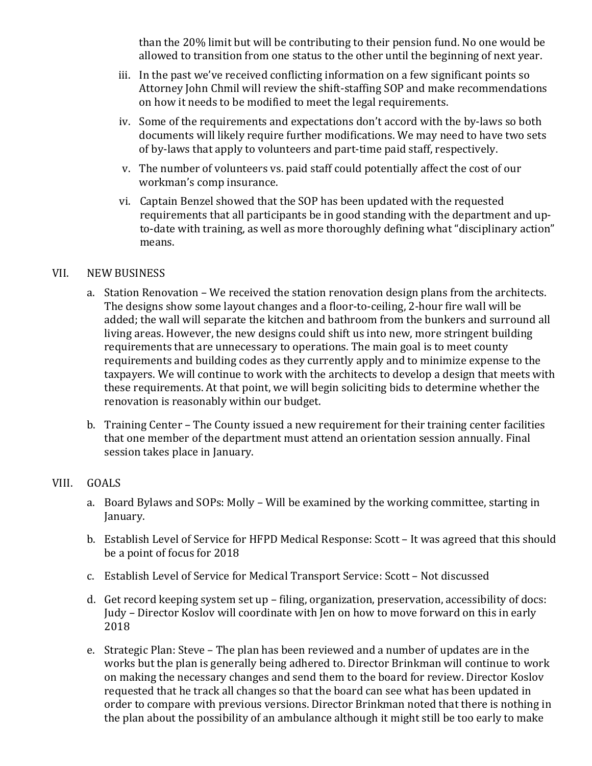than the 20% limit but will be contributing to their pension fund. No one would be allowed to transition from one status to the other until the beginning of next year.

iii. In the past we've received conflicting information on a few significant points so Attorney John Chmil will review the shift-staffing SOP and make recommendations on how it needs to be modified to meet the legal requirements.

iv. Some of the requirements and expectations don't accord with the by-laws so both documents will likely require further modifications. We may need to have two sets of by-laws that apply to volunteers and part-time paid staff, respectively.

v. The number of volunteers vs. paid staff could potentially affect the cost of our workman's comp insurance.

vi. Captain Benzel showed that the SOP has been updated with the requested requirements that all participants be in good standing with the department and up-to-date with training, as well as more thoroughly defining what "disciplinary action" means.

## VII. NEW BUSINESS

a. Station Renovation – We received the station renovation design plans from the architects. The designs show some layout changes and a floor-to-ceiling, 2-hour fire wall will be added; the wall will separate the kitchen and bathroom from the bunkers and surround all living areas. However, the new designs could shift us into new, more stringent building requirements that are unnecessary to operations. The main goal is to meet county requirements and building codes as they currently apply and to minimize expense to the taxpayers. We will continue to work with the architects to develop a design that meets with these requirements. At that point, we will begin soliciting bids to determine whether the renovation is reasonably within our budget.

b. Training Center – The County issued a new requirement for their training center facilities that one member of the department must attend an orientation session annually. Final session takes place in January.

## VIII. GOALS

a. Board Bylaws and SOPs: Molly – Will be examined by the working committee, starting in January.

b. Establish Level of Service for HFPD Medical Response: Scott – It was agreed that this should be a point of focus for 2018

c. Establish Level of Service for Medical Transport Service: Scott – Not discussed

d. Get record keeping system set up – filing, organization, preservation, accessibility of docs: Judy – Director Koslov will coordinate with Jen on how to move forward on this in early 2018

e. Strategic Plan: Steve – The plan has been reviewed and a number of updates are in the works but the plan is generally being adhered to. Director Brinkman will continue to work on making the necessary changes and send them to the board for review. Director Koslov requested that he track all changes so that the board can see what has been updated in order to compare with previous versions. Director Brinkman noted that there is nothing in the plan about the possibility of an ambulance although it might still be too early to make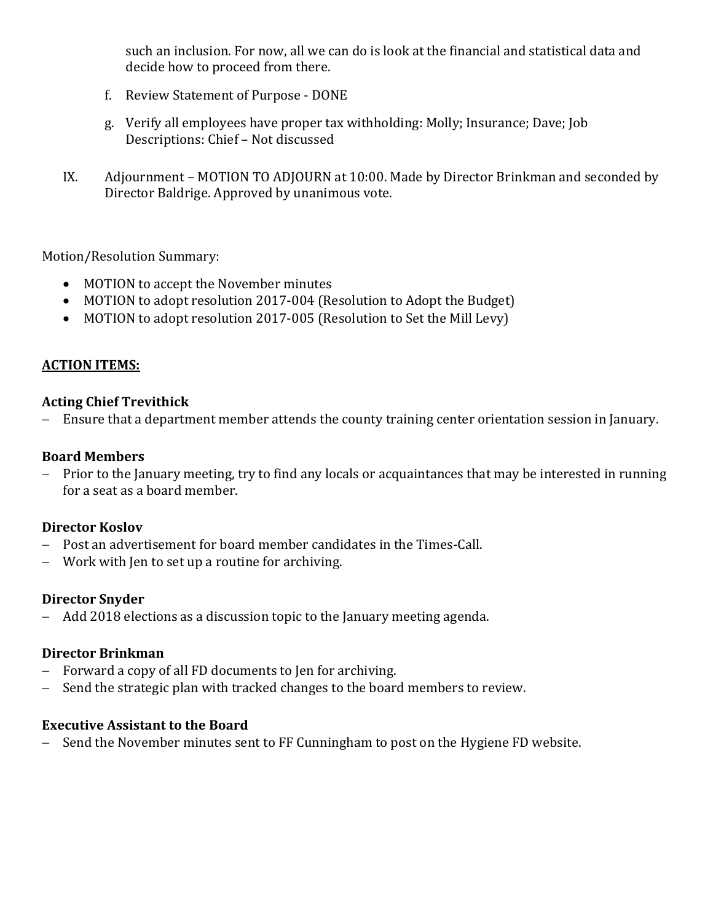such an inclusion. For now, all we can do is look at the financial and statistical data and decide how to proceed from there.

f. Review Statement of Purpose - DONE

g. Verify all employees have proper tax withholding: Molly; Insurance; Dave; Job Descriptions: Chief – Not discussed

IX. Adjournment – MOTION TO ADJOURN at 10:00. Made by Director Brinkman and seconded by Director Baldrige. Approved by unanimous vote.

Motion/Resolution Summary:

- MOTION to accept the November minutes
- MOTION to adopt resolution 2017-004 (Resolution to Adopt the Budget)
- MOTION to adopt resolution 2017-005 (Resolution to Set the Mill Levy)

**ACTION ITEMS:**

**Acting Chief Trevithick**

– Ensure that a department member attends the county training center orientation session in January.

**Board Members**

– Prior to the January meeting, try to find any locals or acquaintances that may be interested in running for a seat as a board member.

**Director Koslov**

– Post an advertisement for board member candidates in the Times-Call.
– Work with Jen to set up a routine for archiving.

**Director Snyder**

– Add 2018 elections as a discussion topic to the January meeting agenda.

**Director Brinkman**

– Forward a copy of all FD documents to Jen for archiving.
– Send the strategic plan with tracked changes to the board members to review.

**Executive Assistant to the Board**

– Send the November minutes sent to FF Cunningham to post on the Hygiene FD website.